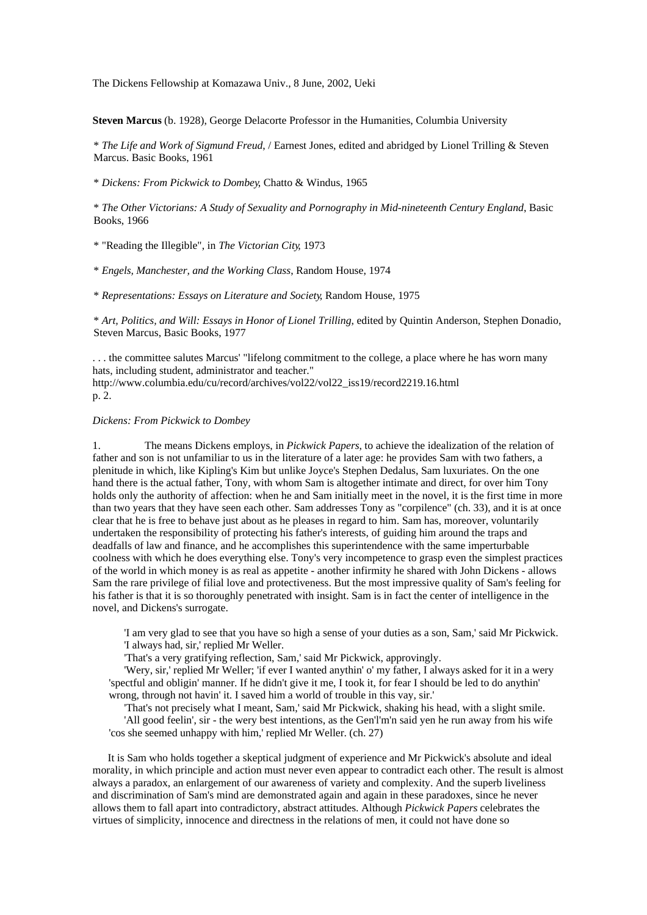The Dickens Fellowship at Komazawa Univ., 8 June, 2002, Ueki

**Steven Marcus** (b. 1928), George Delacorte Professor in the Humanities, Columbia University

* *The Life and Work of Sigmund Freud*, / Earnest Jones, edited and abridged by Lionel Trilling & Steven Marcus. Basic Books, 1961

* *Dickens: From Pickwick to Dombey*, Chatto & Windus, 1965

* *The Other Victorians: A Study of Sexuality and Pornography in Mid-nineteenth Century England*, Basic Books, 1966

* "Reading the Illegible", in *The Victorian City*, 1973

* *Engels, Manchester, and the Working Class*, Random House, 1974

* *Representations: Essays on Literature and Society*, Random House, 1975

* *Art, Politics, and Will: Essays in Honor of Lionel Trilling*, edited by Quintin Anderson, Stephen Donadio, Steven Marcus, Basic Books, 1977

. . . the committee salutes Marcus' "lifelong commitment to the college, a place where he has worn many hats, including student, administrator and teacher."
http://www.columbia.edu/cu/record/archives/vol22/vol22_iss19/record2219.16.html
p. 2.

*Dickens: From Pickwick to Dombey*

1. The means Dickens employs, in *Pickwick Papers*, to achieve the idealization of the relation of father and son is not unfamiliar to us in the literature of a later age: he provides Sam with two fathers, a plenitude in which, like Kipling's Kim but unlike Joyce's Stephen Dedalus, Sam luxuriates. On the one hand there is the actual father, Tony, with whom Sam is altogether intimate and direct, for over him Tony holds only the authority of affection: when he and Sam initially meet in the novel, it is the first time in more than two years that they have seen each other. Sam addresses Tony as "corpilence" (ch. 33), and it is at once clear that he is free to behave just about as he pleases in regard to him. Sam has, moreover, voluntarily undertaken the responsibility of protecting his father's interests, of guiding him around the traps and deadfalls of law and finance, and he accomplishes this superintendence with the same imperturbable coolness with which he does everything else. Tony's very incompetence to grasp even the simplest practices of the world in which money is as real as appetite - another infirmity he shared with John Dickens - allows Sam the rare privilege of filial love and protectiveness. But the most impressive quality of Sam's feeling for his father is that it is so thoroughly penetrated with insight. Sam is in fact the center of intelligence in the novel, and Dickens's surrogate.

> 'I am very glad to see that you have so high a sense of your duties as a son, Sam,' said Mr Pickwick.
> 'I always had, sir,' replied Mr Weller.
> 'That's a very gratifying reflection, Sam,' said Mr Pickwick, approvingly.
> 'Wery, sir,' replied Mr Weller; 'if ever I wanted anythin' o' my father, I always asked for it in a wery 'spectful and obligin' manner. If he didn't give it me, I took it, for fear I should be led to do anythin' wrong, through not havin' it. I saved him a world of trouble in this vay, sir.'
> 'That's not precisely what I meant, Sam,' said Mr Pickwick, shaking his head, with a slight smile.
> 'All good feelin', sir - the wery best intentions, as the Gen'l'm'n said yen he run away from his wife 'cos she seemed unhappy with him,' replied Mr Weller. (ch. 27)

It is Sam who holds together a skeptical judgment of experience and Mr Pickwick's absolute and ideal morality, in which principle and action must never even appear to contradict each other. The result is almost always a paradox, an enlargement of our awareness of variety and complexity. And the superb liveliness and discrimination of Sam's mind are demonstrated again and again in these paradoxes, since he never allows them to fall apart into contradictory, abstract attitudes. Although *Pickwick Papers* celebrates the virtues of simplicity, innocence and directness in the relations of men, it could not have done so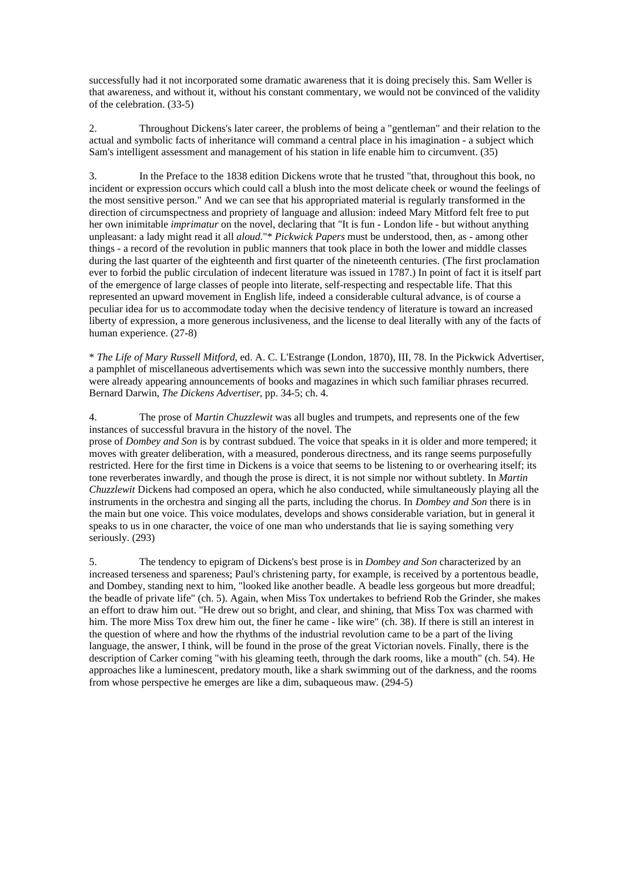successfully had it not incorporated some dramatic awareness that it is doing precisely this. Sam Weller is that awareness, and without it, without his constant commentary, we would not be convinced of the validity of the celebration. (33-5)

2. Throughout Dickens's later career, the problems of being a "gentleman" and their relation to the actual and symbolic facts of inheritance will command a central place in his imagination - a subject which Sam's intelligent assessment and management of his station in life enable him to circumvent. (35)

3. In the Preface to the 1838 edition Dickens wrote that he trusted "that, throughout this book, no incident or expression occurs which could call a blush into the most delicate cheek or wound the feelings of the most sensitive person." And we can see that his appropriated material is regularly transformed in the direction of circumspectness and propriety of language and allusion: indeed Mary Mitford felt free to put her own inimitable *imprimatur* on the novel, declaring that "It is fun - London life - but without anything unpleasant: a lady might read it all *aloud*."* *Pickwick Papers* must be understood, then, as - among other things - a record of the revolution in public manners that took place in both the lower and middle classes during the last quarter of the eighteenth and first quarter of the nineteenth centuries. (The first proclamation ever to forbid the public circulation of indecent literature was issued in 1787.) In point of fact it is itself part of the emergence of large classes of people into literate, self-respecting and respectable life. That this represented an upward movement in English life, indeed a considerable cultural advance, is of course a peculiar idea for us to accommodate today when the decisive tendency of literature is toward an increased liberty of expression, a more generous inclusiveness, and the license to deal literally with any of the facts of human experience. (27-8)

* *The Life of Mary Russell Mitford*, ed. A. C. L'Estrange (London, 1870), III, 78. In the Pickwick Advertiser, a pamphlet of miscellaneous advertisements which was sewn into the successive monthly numbers, there were already appearing announcements of books and magazines in which such familiar phrases recurred. Bernard Darwin, *The Dickens Advertiser*, pp. 34-5; ch. 4.

4. The prose of *Martin Chuzzlewit* was all bugles and trumpets, and represents one of the few instances of successful bravura in the history of the novel. The prose of *Dombey and Son* is by contrast subdued. The voice that speaks in it is older and more tempered; it moves with greater deliberation, with a measured, ponderous directness, and its range seems purposefully restricted. Here for the first time in Dickens is a voice that seems to be listening to or overhearing itself; its tone reverberates inwardly, and though the prose is direct, it is not simple nor without subtlety. In *Martin Chuzzlewit* Dickens had composed an opera, which he also conducted, while simultaneously playing all the instruments in the orchestra and singing all the parts, including the chorus. In *Dombey and Son* there is in the main but one voice. This voice modulates, develops and shows considerable variation, but in general it speaks to us in one character, the voice of one man who understands that lie is saying something very seriously. (293)

5. The tendency to epigram of Dickens's best prose is in *Dombey and Son* characterized by an increased terseness and spareness; Paul's christening party, for example, is received by a portentous beadle, and Dombey, standing next to him, "looked like another beadle. A beadle less gorgeous but more dreadful; the beadle of private life" (ch. 5). Again, when Miss Tox undertakes to befriend Rob the Grinder, she makes an effort to draw him out. "He drew out so bright, and clear, and shining, that Miss Tox was charmed with him. The more Miss Tox drew him out, the finer he came - like wire" (ch. 38). If there is still an interest in the question of where and how the rhythms of the industrial revolution came to be a part of the living language, the answer, I think, will be found in the prose of the great Victorian novels. Finally, there is the description of Carker coming "with his gleaming teeth, through the dark rooms, like a mouth" (ch. 54). He approaches like a luminescent, predatory mouth, like a shark swimming out of the darkness, and the rooms from whose perspective he emerges are like a dim, subaqueous maw. (294-5)